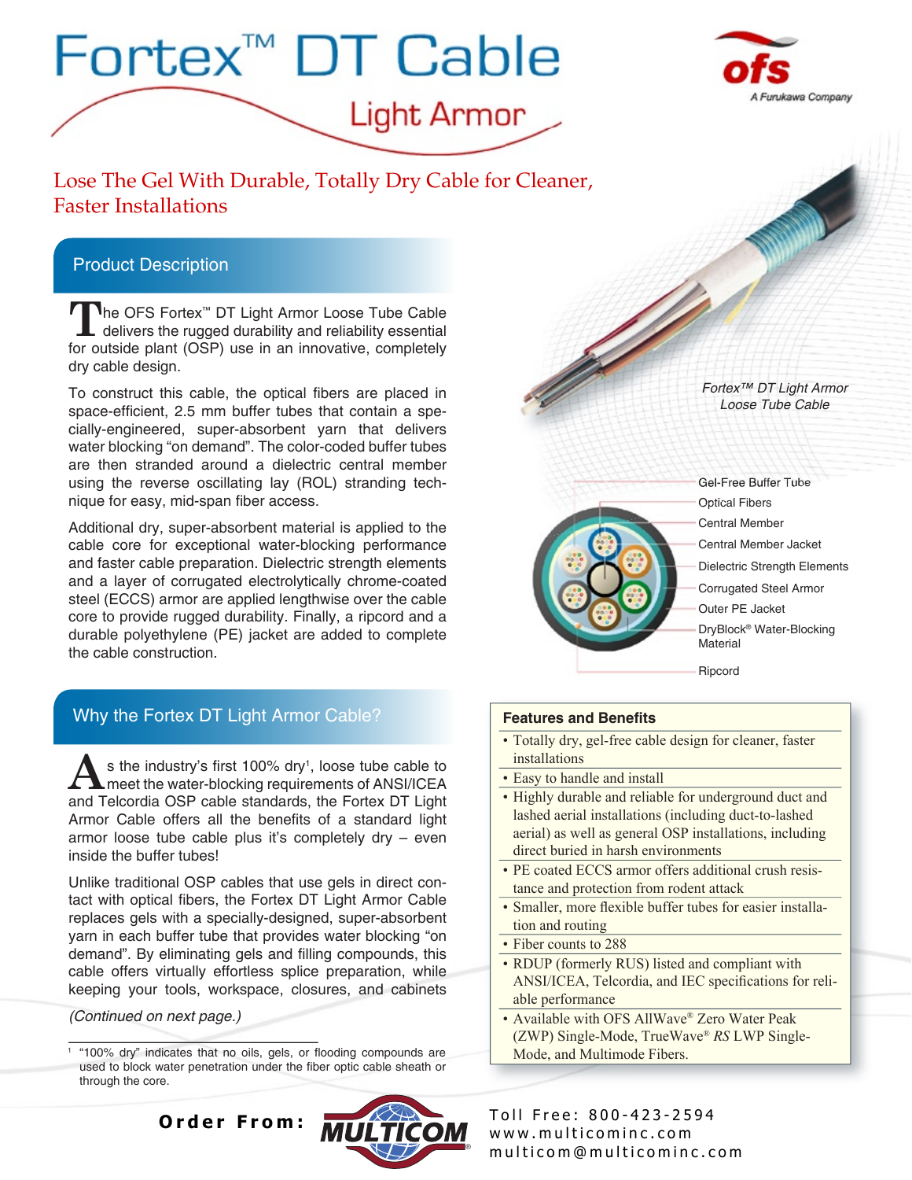# Fortex™ DT Cable

## Light Armor

ofs
A Furukawa Company

### Lose The Gel With Durable, Totally Dry Cable for Cleaner, Faster Installations

## Product Description

The OFS Fortex™ DT Light Armor Loose Tube Cable delivers the rugged durability and reliability essential for outside plant (OSP) use in an innovative, completely dry cable design.

To construct this cable, the optical fibers are placed in space-efficient, 2.5 mm buffer tubes that contain a specially-engineered, super-absorbent yarn that delivers water blocking "on demand". The color-coded buffer tubes are then stranded around a dielectric central member using the reverse oscillating lay (ROL) stranding technique for easy, mid-span fiber access.

Additional dry, super-absorbent material is applied to the cable core for exceptional water-blocking performance and faster cable preparation. Dielectric strength elements and a layer of corrugated electrolytically chrome-coated steel (ECCS) armor are applied lengthwise over the cable core to provide rugged durability. Finally, a ripcord and a durable polyethylene (PE) jacket are added to complete the cable construction.

*Fortex™ DT Light Armor Loose Tube Cable*

- Gel-Free Buffer Tube
- Optical Fibers
- Central Member
- Central Member Jacket
- Dielectric Strength Elements
- Corrugated Steel Armor
- Outer PE Jacket
- DryBlock® Water-Blocking Material
- Ripcord

## Why the Fortex DT Light Armor Cable?

As the industry's first 100% dry[1], loose tube cable to meet the water-blocking requirements of ANSI/ICEA and Telcordia OSP cable standards, the Fortex DT Light Armor Cable offers all the benefits of a standard light armor loose tube cable plus it's completely dry – even inside the buffer tubes!

Unlike traditional OSP cables that use gels in direct contact with optical fibers, the Fortex DT Light Armor Cable replaces gels with a specially-designed, super-absorbent yarn in each buffer tube that provides water blocking "on demand". By eliminating gels and filling compounds, this cable offers virtually effortless splice preparation, while keeping your tools, workspace, closures, and cabinets

*(Continued on next page.)*

[1] "100% dry" indicates that no oils, gels, or flooding compounds are used to block water penetration under the fiber optic cable sheath or through the core.

### Features and Benefits

- Totally dry, gel-free cable design for cleaner, faster installations
- Easy to handle and install
- Highly durable and reliable for underground duct and lashed aerial installations (including duct-to-lashed aerial) as well as general OSP installations, including direct buried in harsh environments
- PE coated ECCS armor offers additional crush resistance and protection from rodent attack
- Smaller, more flexible buffer tubes for easier installation and routing
- Fiber counts to 288
- RDUP (formerly RUS) listed and compliant with ANSI/ICEA, Telcordia, and IEC specifications for reliable performance
- Available with OFS AllWave® Zero Water Peak (ZWP) Single-Mode, TrueWave® *RS* LWP Single-Mode, and Multimode Fibers.

**Order From:** MULTICOM

Toll Free: 800-423-2594
www.multicominc.com
multicom@multicominc.com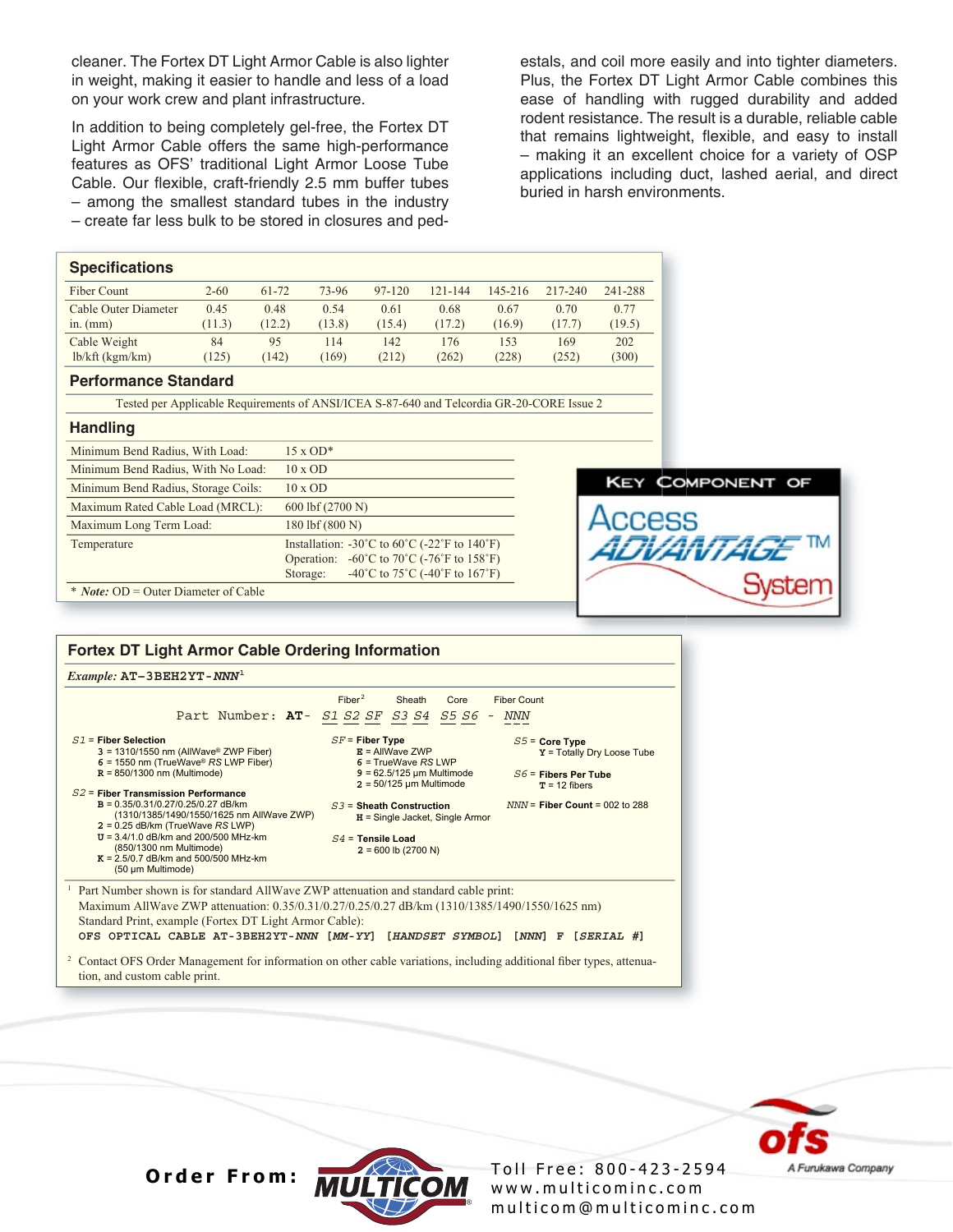cleaner. The Fortex DT Light Armor Cable is also lighter in weight, making it easier to handle and less of a load on your work crew and plant infrastructure.

In addition to being completely gel-free, the Fortex DT Light Armor Cable offers the same high-performance features as OFS' traditional Light Armor Loose Tube Cable. Our flexible, craft-friendly 2.5 mm buffer tubes – among the smallest standard tubes in the industry – create far less bulk to be stored in closures and pedestals, and coil more easily and into tighter diameters. Plus, the Fortex DT Light Armor Cable combines this ease of handling with rugged durability and added rodent resistance. The result is a durable, reliable cable that remains lightweight, flexible, and easy to install – making it an excellent choice for a variety of OSP applications including duct, lashed aerial, and direct buried in harsh environments.

## Specifications

| Fiber Count | 2-60 | 61-72 | 73-96 | 97-120 | 121-144 | 145-216 | 217-240 | 241-288 |
|---|---|---|---|---|---|---|---|---|
| Cable Outer Diameter in. (mm) | 0.45 (11.3) | 0.48 (12.2) | 0.54 (13.8) | 0.61 (15.4) | 0.68 (17.2) | 0.67 (16.9) | 0.70 (17.7) | 0.77 (19.5) |
| Cable Weight lb/kft (kgm/km) | 84 (125) | 95 (142) | 114 (169) | 142 (212) | 176 (262) | 153 (228) | 169 (252) | 202 (300) |

## Performance Standard

Tested per Applicable Requirements of ANSI/ICEA S-87-640 and Telcordia GR-20-CORE Issue 2

## Handling

| | |
|---|---|
| Minimum Bend Radius, With Load: | 15 x OD* |
| Minimum Bend Radius, With No Load: | 10 x OD |
| Minimum Bend Radius, Storage Coils: | 10 x OD |
| Maximum Rated Cable Load (MRCL): | 600 lbf (2700 N) |
| Maximum Long Term Load: | 180 lbf (800 N) |
| Temperature | Installation: -30˚C to 60˚C (-22˚F to 140˚F)<br>Operation: -60˚C to 70˚C (-76˚F to 158˚F)<br>Storage: -40˚C to 75˚C (-40˚F to 167˚F) |

\* ***Note:*** OD = Outer Diameter of Cable

KEY COMPONENT OF Access ADVANTAGE™ System

## Fortex DT Light Armor Cable Ordering Information

*Example:* **AT-3BEH2YT-*NNN***[1]

Part Number: **AT-** *S1 S2 SF S3 S4 S5 S6* - *NNN*

(*SF* = Fiber[2], *S3 S4* = Sheath, *S5 S6* = Core, *NNN* = Fiber Count)

*S1* = **Fiber Selection**
- **3** = 1310/1550 nm (AllWave® ZWP Fiber)
- **6** = 1550 nm (TrueWave® *RS* LWP Fiber)
- **R** = 850/1300 nm (Multimode)

*S2* = **Fiber Transmission Performance**
- **B** = 0.35/0.31/0.27/0.25/0.27 dB/km (1310/1385/1490/1550/1625 nm AllWave ZWP)
- **2** = 0.25 dB/km (TrueWave *RS* LWP)
- **U** = 3.4/1.0 dB/km and 200/500 MHz-km (850/1300 nm Multimode)
- **K** = 2.5/0.7 dB/km and 500/500 MHz-km (50 µm Multimode)

*SF* = **Fiber Type**
- **E** = AllWave ZWP
- **6** = TrueWave *RS* LWP
- **9** = 62.5/125 µm Multimode
- **2** = 50/125 µm Multimode

*S3* = **Sheath Construction**
- **H** = Single Jacket, Single Armor

*S4* = **Tensile Load**
- **2** = 600 lb (2700 N)

*S5* = **Core Type**
- **Y** = Totally Dry Loose Tube

*S6* = **Fibers Per Tube**
- **T** = 12 fibers

*NNN* = **Fiber Count** = 002 to 288

[1] Part Number shown is for standard AllWave ZWP attenuation and standard cable print:
Maximum AllWave ZWP attenuation: 0.35/0.31/0.27/0.25/0.27 dB/km (1310/1385/1490/1550/1625 nm)
Standard Print, example (Fortex DT Light Armor Cable):
`OFS OPTICAL CABLE AT-3BEH2YT-NNN [MM-YY] [HANDSET SYMBOL] [NNN] F [SERIAL #]`

[2] Contact OFS Order Management for information on other cable variations, including additional fiber types, attenuation, and custom cable print.

**Order From:** MULTICOM

Toll Free: 800-423-2594
www.multicominc.com
multicom@multicominc.com

ofs — A Furukawa Company